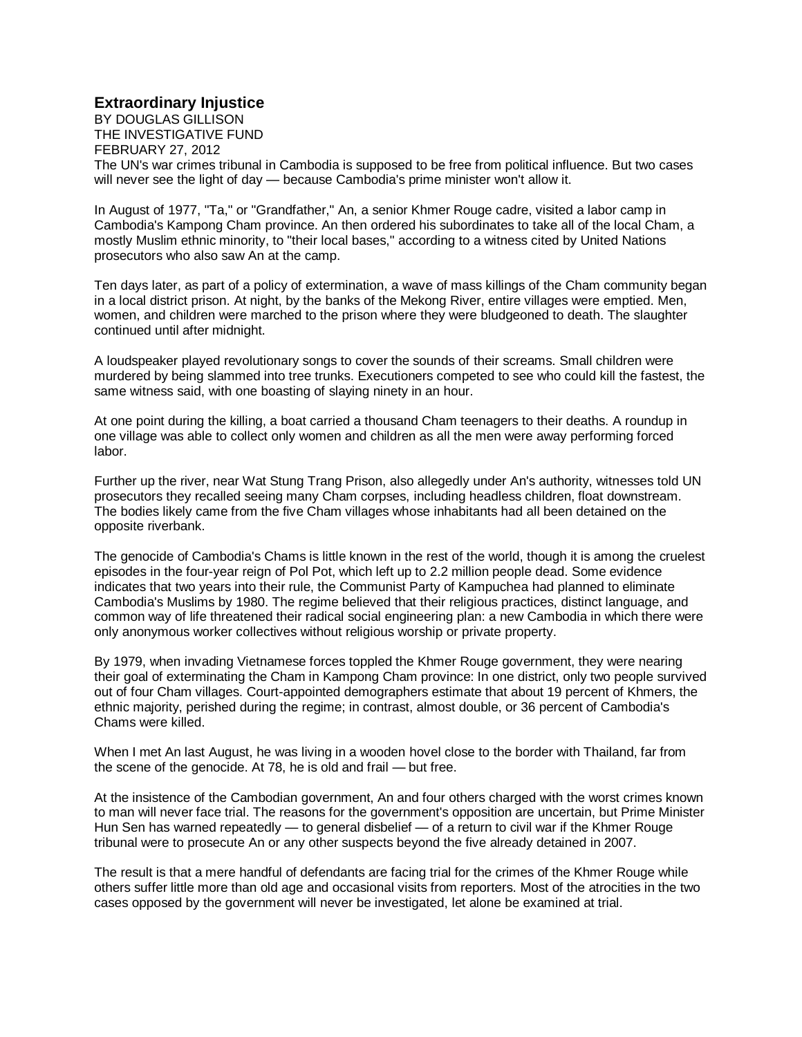# Extraordinary Injustice

BY DOUGLAS GILLISON
THE INVESTIGATIVE FUND
FEBRUARY 27, 2012

The UN's war crimes tribunal in Cambodia is supposed to be free from political influence. But two cases will never see the light of day — because Cambodia's prime minister won't allow it.

In August of 1977, "Ta," or "Grandfather," An, a senior Khmer Rouge cadre, visited a labor camp in Cambodia's Kampong Cham province. An then ordered his subordinates to take all of the local Cham, a mostly Muslim ethnic minority, to "their local bases," according to a witness cited by United Nations prosecutors who also saw An at the camp.

Ten days later, as part of a policy of extermination, a wave of mass killings of the Cham community began in a local district prison. At night, by the banks of the Mekong River, entire villages were emptied. Men, women, and children were marched to the prison where they were bludgeoned to death. The slaughter continued until after midnight.

A loudspeaker played revolutionary songs to cover the sounds of their screams. Small children were murdered by being slammed into tree trunks. Executioners competed to see who could kill the fastest, the same witness said, with one boasting of slaying ninety in an hour.

At one point during the killing, a boat carried a thousand Cham teenagers to their deaths. A roundup in one village was able to collect only women and children as all the men were away performing forced labor.

Further up the river, near Wat Stung Trang Prison, also allegedly under An's authority, witnesses told UN prosecutors they recalled seeing many Cham corpses, including headless children, float downstream. The bodies likely came from the five Cham villages whose inhabitants had all been detained on the opposite riverbank.

The genocide of Cambodia's Chams is little known in the rest of the world, though it is among the cruelest episodes in the four-year reign of Pol Pot, which left up to 2.2 million people dead. Some evidence indicates that two years into their rule, the Communist Party of Kampuchea had planned to eliminate Cambodia's Muslims by 1980. The regime believed that their religious practices, distinct language, and common way of life threatened their radical social engineering plan: a new Cambodia in which there were only anonymous worker collectives without religious worship or private property.

By 1979, when invading Vietnamese forces toppled the Khmer Rouge government, they were nearing their goal of exterminating the Cham in Kampong Cham province: In one district, only two people survived out of four Cham villages. Court-appointed demographers estimate that about 19 percent of Khmers, the ethnic majority, perished during the regime; in contrast, almost double, or 36 percent of Cambodia's Chams were killed.

When I met An last August, he was living in a wooden hovel close to the border with Thailand, far from the scene of the genocide. At 78, he is old and frail — but free.

At the insistence of the Cambodian government, An and four others charged with the worst crimes known to man will never face trial. The reasons for the government's opposition are uncertain, but Prime Minister Hun Sen has warned repeatedly — to general disbelief — of a return to civil war if the Khmer Rouge tribunal were to prosecute An or any other suspects beyond the five already detained in 2007.

The result is that a mere handful of defendants are facing trial for the crimes of the Khmer Rouge while others suffer little more than old age and occasional visits from reporters. Most of the atrocities in the two cases opposed by the government will never be investigated, let alone be examined at trial.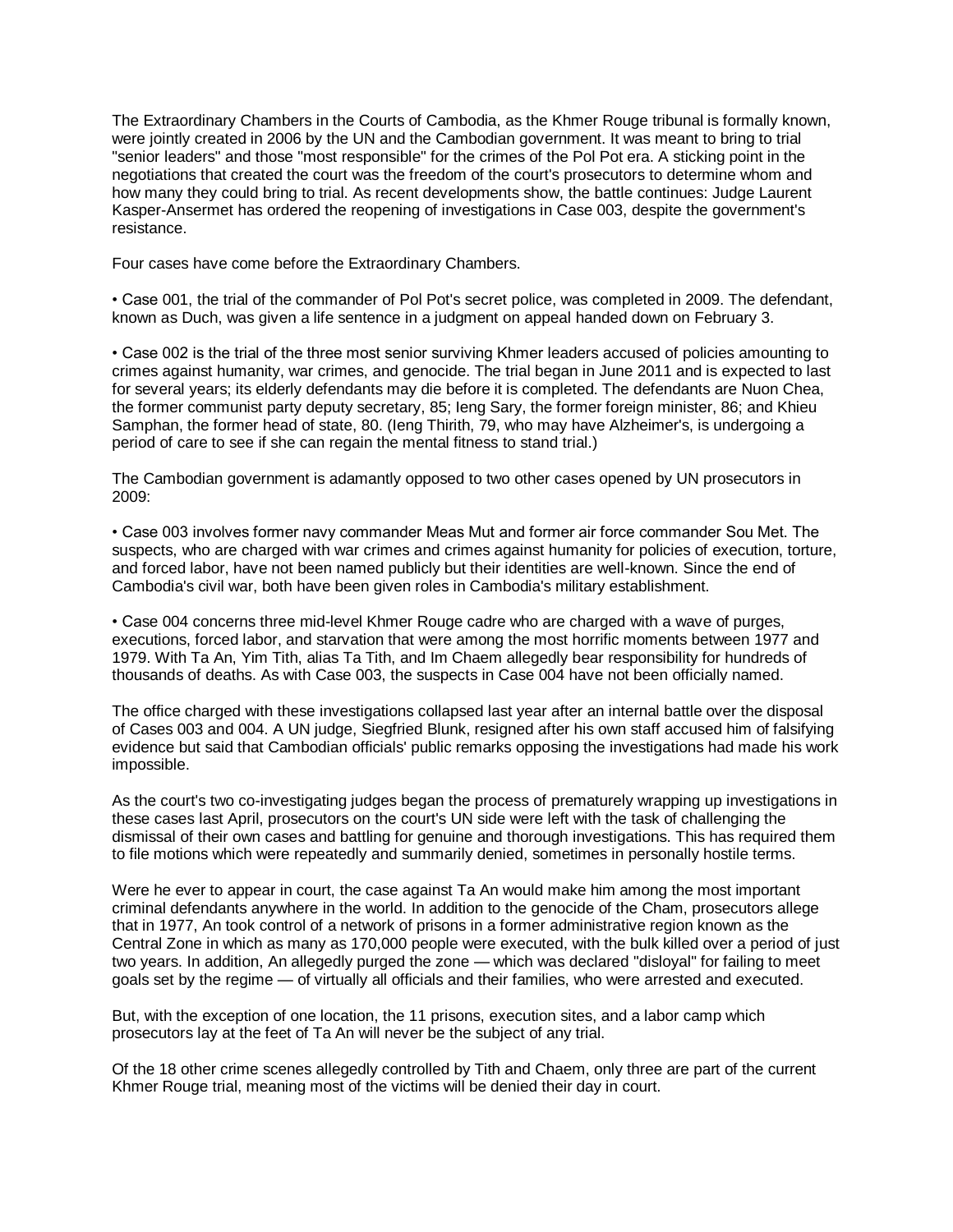The Extraordinary Chambers in the Courts of Cambodia, as the Khmer Rouge tribunal is formally known, were jointly created in 2006 by the UN and the Cambodian government. It was meant to bring to trial "senior leaders" and those "most responsible" for the crimes of the Pol Pot era. A sticking point in the negotiations that created the court was the freedom of the court's prosecutors to determine whom and how many they could bring to trial. As recent developments show, the battle continues: Judge Laurent Kasper-Ansermet has ordered the reopening of investigations in Case 003, despite the government's resistance.

Four cases have come before the Extraordinary Chambers.

• Case 001, the trial of the commander of Pol Pot's secret police, was completed in 2009. The defendant, known as Duch, was given a life sentence in a judgment on appeal handed down on February 3.

• Case 002 is the trial of the three most senior surviving Khmer leaders accused of policies amounting to crimes against humanity, war crimes, and genocide. The trial began in June 2011 and is expected to last for several years; its elderly defendants may die before it is completed. The defendants are Nuon Chea, the former communist party deputy secretary, 85; Ieng Sary, the former foreign minister, 86; and Khieu Samphan, the former head of state, 80. (Ieng Thirith, 79, who may have Alzheimer's, is undergoing a period of care to see if she can regain the mental fitness to stand trial.)

The Cambodian government is adamantly opposed to two other cases opened by UN prosecutors in 2009:

• Case 003 involves former navy commander Meas Mut and former air force commander Sou Met. The suspects, who are charged with war crimes and crimes against humanity for policies of execution, torture, and forced labor, have not been named publicly but their identities are well-known. Since the end of Cambodia's civil war, both have been given roles in Cambodia's military establishment.

• Case 004 concerns three mid-level Khmer Rouge cadre who are charged with a wave of purges, executions, forced labor, and starvation that were among the most horrific moments between 1977 and 1979. With Ta An, Yim Tith, alias Ta Tith, and Im Chaem allegedly bear responsibility for hundreds of thousands of deaths. As with Case 003, the suspects in Case 004 have not been officially named.

The office charged with these investigations collapsed last year after an internal battle over the disposal of Cases 003 and 004. A UN judge, Siegfried Blunk, resigned after his own staff accused him of falsifying evidence but said that Cambodian officials' public remarks opposing the investigations had made his work impossible.

As the court's two co-investigating judges began the process of prematurely wrapping up investigations in these cases last April, prosecutors on the court's UN side were left with the task of challenging the dismissal of their own cases and battling for genuine and thorough investigations. This has required them to file motions which were repeatedly and summarily denied, sometimes in personally hostile terms.

Were he ever to appear in court, the case against Ta An would make him among the most important criminal defendants anywhere in the world. In addition to the genocide of the Cham, prosecutors allege that in 1977, An took control of a network of prisons in a former administrative region known as the Central Zone in which as many as 170,000 people were executed, with the bulk killed over a period of just two years. In addition, An allegedly purged the zone — which was declared "disloyal" for failing to meet goals set by the regime — of virtually all officials and their families, who were arrested and executed.

But, with the exception of one location, the 11 prisons, execution sites, and a labor camp which prosecutors lay at the feet of Ta An will never be the subject of any trial.

Of the 18 other crime scenes allegedly controlled by Tith and Chaem, only three are part of the current Khmer Rouge trial, meaning most of the victims will be denied their day in court.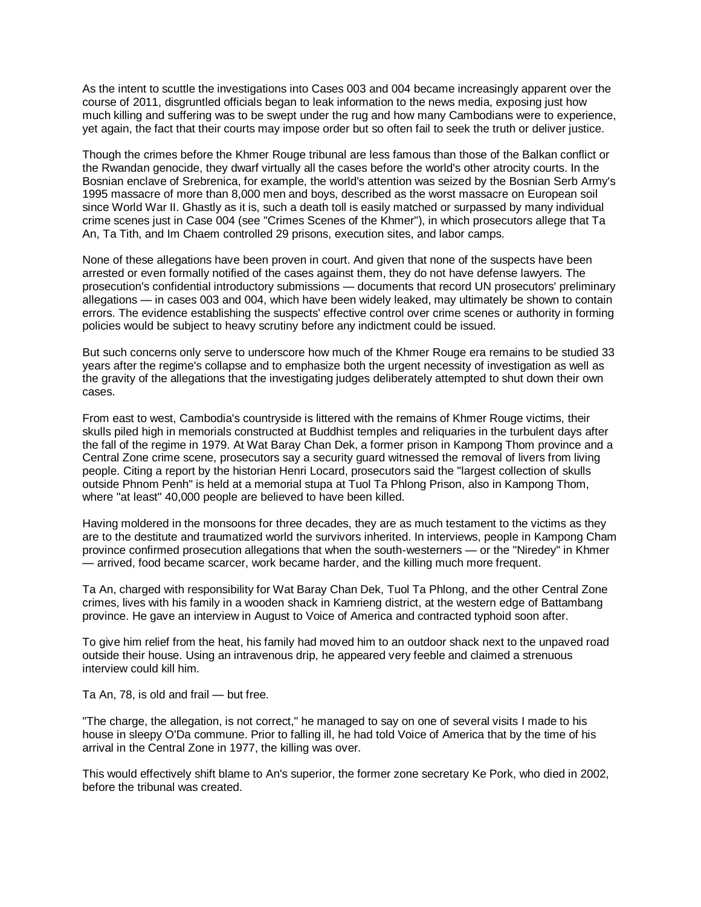As the intent to scuttle the investigations into Cases 003 and 004 became increasingly apparent over the course of 2011, disgruntled officials began to leak information to the news media, exposing just how much killing and suffering was to be swept under the rug and how many Cambodians were to experience, yet again, the fact that their courts may impose order but so often fail to seek the truth or deliver justice.

Though the crimes before the Khmer Rouge tribunal are less famous than those of the Balkan conflict or the Rwandan genocide, they dwarf virtually all the cases before the world's other atrocity courts. In the Bosnian enclave of Srebrenica, for example, the world's attention was seized by the Bosnian Serb Army's 1995 massacre of more than 8,000 men and boys, described as the worst massacre on European soil since World War II. Ghastly as it is, such a death toll is easily matched or surpassed by many individual crime scenes just in Case 004 (see "Crimes Scenes of the Khmer"), in which prosecutors allege that Ta An, Ta Tith, and Im Chaem controlled 29 prisons, execution sites, and labor camps.

None of these allegations have been proven in court. And given that none of the suspects have been arrested or even formally notified of the cases against them, they do not have defense lawyers. The prosecution's confidential introductory submissions — documents that record UN prosecutors' preliminary allegations — in cases 003 and 004, which have been widely leaked, may ultimately be shown to contain errors. The evidence establishing the suspects' effective control over crime scenes or authority in forming policies would be subject to heavy scrutiny before any indictment could be issued.

But such concerns only serve to underscore how much of the Khmer Rouge era remains to be studied 33 years after the regime's collapse and to emphasize both the urgent necessity of investigation as well as the gravity of the allegations that the investigating judges deliberately attempted to shut down their own cases.

From east to west, Cambodia's countryside is littered with the remains of Khmer Rouge victims, their skulls piled high in memorials constructed at Buddhist temples and reliquaries in the turbulent days after the fall of the regime in 1979. At Wat Baray Chan Dek, a former prison in Kampong Thom province and a Central Zone crime scene, prosecutors say a security guard witnessed the removal of livers from living people. Citing a report by the historian Henri Locard, prosecutors said the "largest collection of skulls outside Phnom Penh" is held at a memorial stupa at Tuol Ta Phlong Prison, also in Kampong Thom, where "at least" 40,000 people are believed to have been killed.

Having moldered in the monsoons for three decades, they are as much testament to the victims as they are to the destitute and traumatized world the survivors inherited. In interviews, people in Kampong Cham province confirmed prosecution allegations that when the south-westerners — or the "Niredey" in Khmer — arrived, food became scarcer, work became harder, and the killing much more frequent.

Ta An, charged with responsibility for Wat Baray Chan Dek, Tuol Ta Phlong, and the other Central Zone crimes, lives with his family in a wooden shack in Kamrieng district, at the western edge of Battambang province. He gave an interview in August to Voice of America and contracted typhoid soon after.

To give him relief from the heat, his family had moved him to an outdoor shack next to the unpaved road outside their house. Using an intravenous drip, he appeared very feeble and claimed a strenuous interview could kill him.

Ta An, 78, is old and frail — but free.

"The charge, the allegation, is not correct," he managed to say on one of several visits I made to his house in sleepy O'Da commune. Prior to falling ill, he had told Voice of America that by the time of his arrival in the Central Zone in 1977, the killing was over.

This would effectively shift blame to An's superior, the former zone secretary Ke Pork, who died in 2002, before the tribunal was created.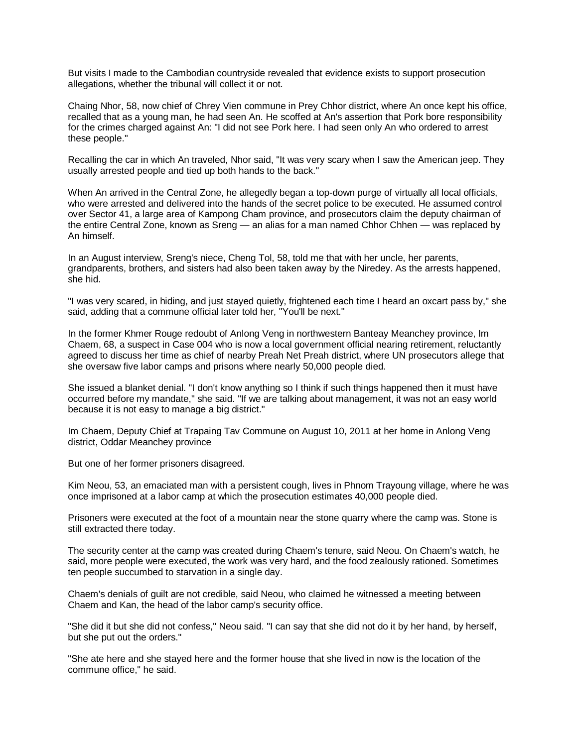But visits I made to the Cambodian countryside revealed that evidence exists to support prosecution allegations, whether the tribunal will collect it or not.

Chaing Nhor, 58, now chief of Chrey Vien commune in Prey Chhor district, where An once kept his office, recalled that as a young man, he had seen An. He scoffed at An's assertion that Pork bore responsibility for the crimes charged against An: "I did not see Pork here. I had seen only An who ordered to arrest these people."

Recalling the car in which An traveled, Nhor said, "It was very scary when I saw the American jeep. They usually arrested people and tied up both hands to the back."

When An arrived in the Central Zone, he allegedly began a top-down purge of virtually all local officials, who were arrested and delivered into the hands of the secret police to be executed. He assumed control over Sector 41, a large area of Kampong Cham province, and prosecutors claim the deputy chairman of the entire Central Zone, known as Sreng — an alias for a man named Chhor Chhen — was replaced by An himself.

In an August interview, Sreng's niece, Cheng Tol, 58, told me that with her uncle, her parents, grandparents, brothers, and sisters had also been taken away by the Niredey. As the arrests happened, she hid.

"I was very scared, in hiding, and just stayed quietly, frightened each time I heard an oxcart pass by," she said, adding that a commune official later told her, "You'll be next."

In the former Khmer Rouge redoubt of Anlong Veng in northwestern Banteay Meanchey province, Im Chaem, 68, a suspect in Case 004 who is now a local government official nearing retirement, reluctantly agreed to discuss her time as chief of nearby Preah Net Preah district, where UN prosecutors allege that she oversaw five labor camps and prisons where nearly 50,000 people died.

She issued a blanket denial. "I don't know anything so I think if such things happened then it must have occurred before my mandate," she said. "If we are talking about management, it was not an easy world because it is not easy to manage a big district."

Im Chaem, Deputy Chief at Trapaing Tav Commune on August 10, 2011 at her home in Anlong Veng district, Oddar Meanchey province

But one of her former prisoners disagreed.

Kim Neou, 53, an emaciated man with a persistent cough, lives in Phnom Trayoung village, where he was once imprisoned at a labor camp at which the prosecution estimates 40,000 people died.

Prisoners were executed at the foot of a mountain near the stone quarry where the camp was. Stone is still extracted there today.

The security center at the camp was created during Chaem's tenure, said Neou. On Chaem's watch, he said, more people were executed, the work was very hard, and the food zealously rationed. Sometimes ten people succumbed to starvation in a single day.

Chaem's denials of guilt are not credible, said Neou, who claimed he witnessed a meeting between Chaem and Kan, the head of the labor camp's security office.

"She did it but she did not confess," Neou said. "I can say that she did not do it by her hand, by herself, but she put out the orders."

"She ate here and she stayed here and the former house that she lived in now is the location of the commune office," he said.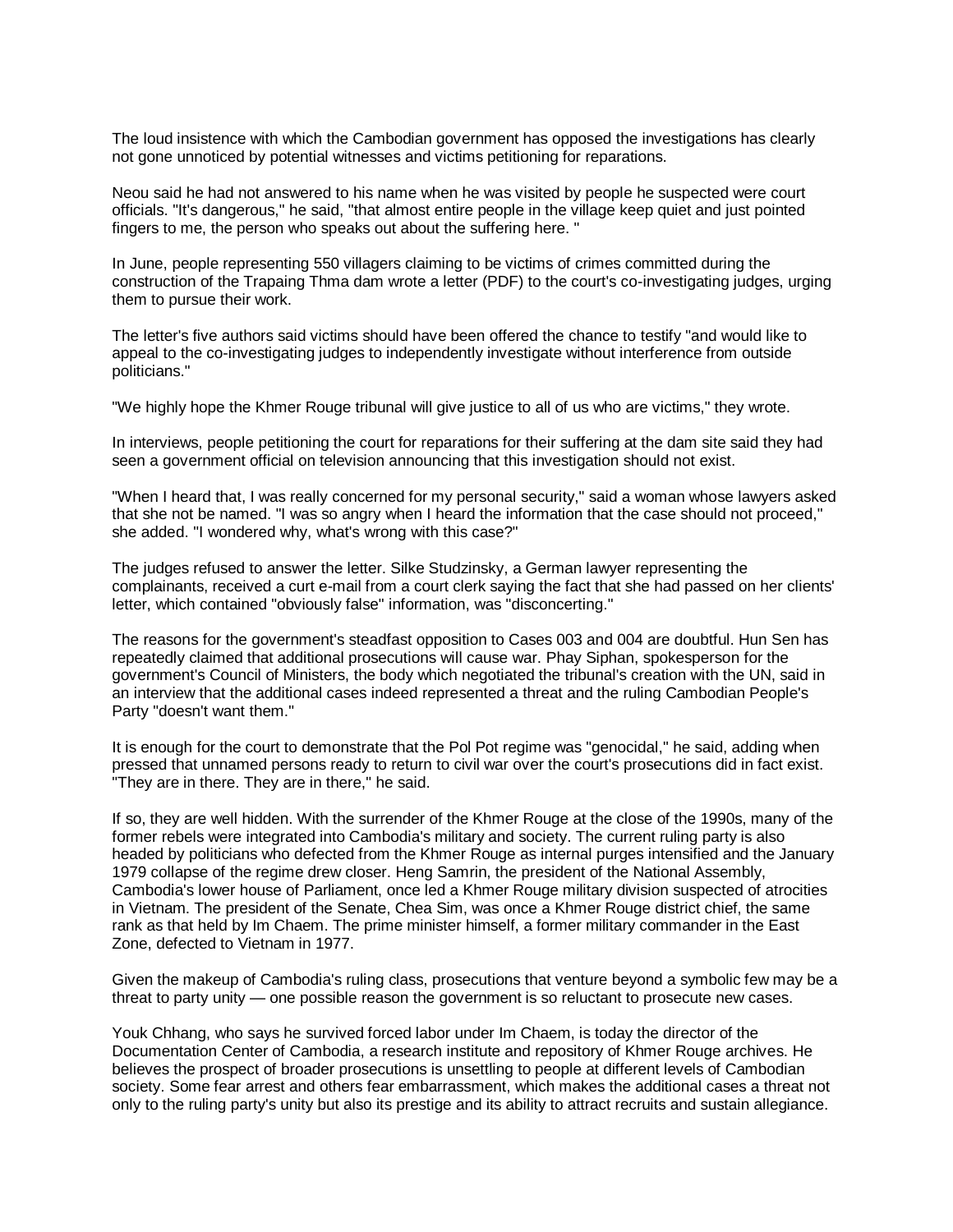The loud insistence with which the Cambodian government has opposed the investigations has clearly not gone unnoticed by potential witnesses and victims petitioning for reparations.

Neou said he had not answered to his name when he was visited by people he suspected were court officials. "It's dangerous," he said, "that almost entire people in the village keep quiet and just pointed fingers to me, the person who speaks out about the suffering here. "

In June, people representing 550 villagers claiming to be victims of crimes committed during the construction of the Trapaing Thma dam wrote a letter (PDF) to the court's co-investigating judges, urging them to pursue their work.

The letter's five authors said victims should have been offered the chance to testify "and would like to appeal to the co-investigating judges to independently investigate without interference from outside politicians."

"We highly hope the Khmer Rouge tribunal will give justice to all of us who are victims," they wrote.

In interviews, people petitioning the court for reparations for their suffering at the dam site said they had seen a government official on television announcing that this investigation should not exist.

"When I heard that, I was really concerned for my personal security," said a woman whose lawyers asked that she not be named. "I was so angry when I heard the information that the case should not proceed," she added. "I wondered why, what's wrong with this case?"

The judges refused to answer the letter. Silke Studzinsky, a German lawyer representing the complainants, received a curt e-mail from a court clerk saying the fact that she had passed on her clients' letter, which contained "obviously false" information, was "disconcerting."

The reasons for the government's steadfast opposition to Cases 003 and 004 are doubtful. Hun Sen has repeatedly claimed that additional prosecutions will cause war. Phay Siphan, spokesperson for the government's Council of Ministers, the body which negotiated the tribunal's creation with the UN, said in an interview that the additional cases indeed represented a threat and the ruling Cambodian People's Party "doesn't want them."

It is enough for the court to demonstrate that the Pol Pot regime was "genocidal," he said, adding when pressed that unnamed persons ready to return to civil war over the court's prosecutions did in fact exist. "They are in there. They are in there," he said.

If so, they are well hidden. With the surrender of the Khmer Rouge at the close of the 1990s, many of the former rebels were integrated into Cambodia's military and society. The current ruling party is also headed by politicians who defected from the Khmer Rouge as internal purges intensified and the January 1979 collapse of the regime drew closer. Heng Samrin, the president of the National Assembly, Cambodia's lower house of Parliament, once led a Khmer Rouge military division suspected of atrocities in Vietnam. The president of the Senate, Chea Sim, was once a Khmer Rouge district chief, the same rank as that held by Im Chaem. The prime minister himself, a former military commander in the East Zone, defected to Vietnam in 1977.

Given the makeup of Cambodia's ruling class, prosecutions that venture beyond a symbolic few may be a threat to party unity — one possible reason the government is so reluctant to prosecute new cases.

Youk Chhang, who says he survived forced labor under Im Chaem, is today the director of the Documentation Center of Cambodia, a research institute and repository of Khmer Rouge archives. He believes the prospect of broader prosecutions is unsettling to people at different levels of Cambodian society. Some fear arrest and others fear embarrassment, which makes the additional cases a threat not only to the ruling party's unity but also its prestige and its ability to attract recruits and sustain allegiance.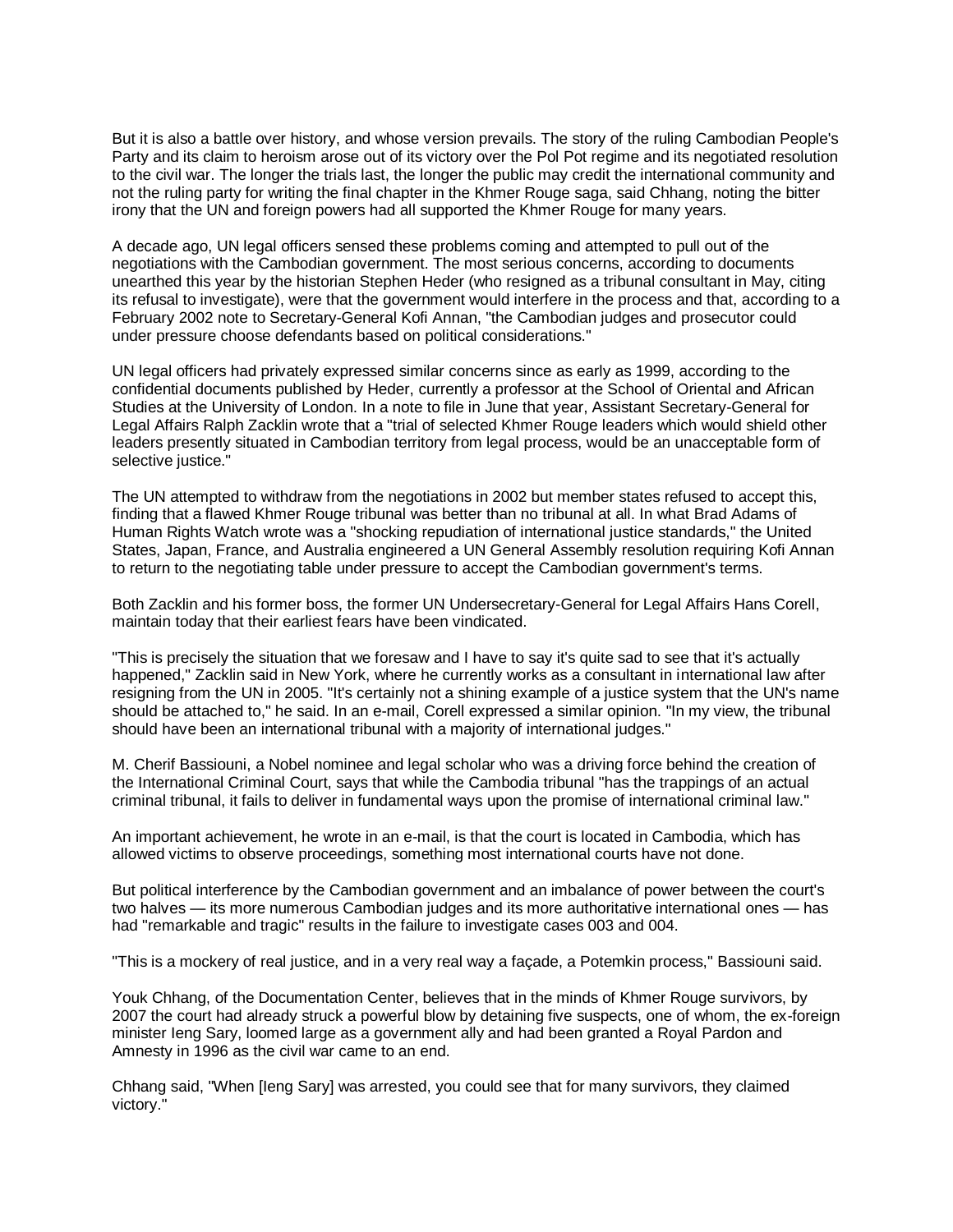But it is also a battle over history, and whose version prevails. The story of the ruling Cambodian People's Party and its claim to heroism arose out of its victory over the Pol Pot regime and its negotiated resolution to the civil war. The longer the trials last, the longer the public may credit the international community and not the ruling party for writing the final chapter in the Khmer Rouge saga, said Chhang, noting the bitter irony that the UN and foreign powers had all supported the Khmer Rouge for many years.

A decade ago, UN legal officers sensed these problems coming and attempted to pull out of the negotiations with the Cambodian government. The most serious concerns, according to documents unearthed this year by the historian Stephen Heder (who resigned as a tribunal consultant in May, citing its refusal to investigate), were that the government would interfere in the process and that, according to a February 2002 note to Secretary-General Kofi Annan, "the Cambodian judges and prosecutor could under pressure choose defendants based on political considerations."

UN legal officers had privately expressed similar concerns since as early as 1999, according to the confidential documents published by Heder, currently a professor at the School of Oriental and African Studies at the University of London. In a note to file in June that year, Assistant Secretary-General for Legal Affairs Ralph Zacklin wrote that a "trial of selected Khmer Rouge leaders which would shield other leaders presently situated in Cambodian territory from legal process, would be an unacceptable form of selective justice."

The UN attempted to withdraw from the negotiations in 2002 but member states refused to accept this, finding that a flawed Khmer Rouge tribunal was better than no tribunal at all. In what Brad Adams of Human Rights Watch wrote was a "shocking repudiation of international justice standards," the United States, Japan, France, and Australia engineered a UN General Assembly resolution requiring Kofi Annan to return to the negotiating table under pressure to accept the Cambodian government's terms.

Both Zacklin and his former boss, the former UN Undersecretary-General for Legal Affairs Hans Corell, maintain today that their earliest fears have been vindicated.

"This is precisely the situation that we foresaw and I have to say it's quite sad to see that it's actually happened," Zacklin said in New York, where he currently works as a consultant in international law after resigning from the UN in 2005. "It's certainly not a shining example of a justice system that the UN's name should be attached to," he said. In an e-mail, Corell expressed a similar opinion. "In my view, the tribunal should have been an international tribunal with a majority of international judges."

M. Cherif Bassiouni, a Nobel nominee and legal scholar who was a driving force behind the creation of the International Criminal Court, says that while the Cambodia tribunal "has the trappings of an actual criminal tribunal, it fails to deliver in fundamental ways upon the promise of international criminal law."

An important achievement, he wrote in an e-mail, is that the court is located in Cambodia, which has allowed victims to observe proceedings, something most international courts have not done.

But political interference by the Cambodian government and an imbalance of power between the court's two halves — its more numerous Cambodian judges and its more authoritative international ones — has had "remarkable and tragic" results in the failure to investigate cases 003 and 004.

"This is a mockery of real justice, and in a very real way a façade, a Potemkin process," Bassiouni said.

Youk Chhang, of the Documentation Center, believes that in the minds of Khmer Rouge survivors, by 2007 the court had already struck a powerful blow by detaining five suspects, one of whom, the ex-foreign minister Ieng Sary, loomed large as a government ally and had been granted a Royal Pardon and Amnesty in 1996 as the civil war came to an end.

Chhang said, "When [Ieng Sary] was arrested, you could see that for many survivors, they claimed victory."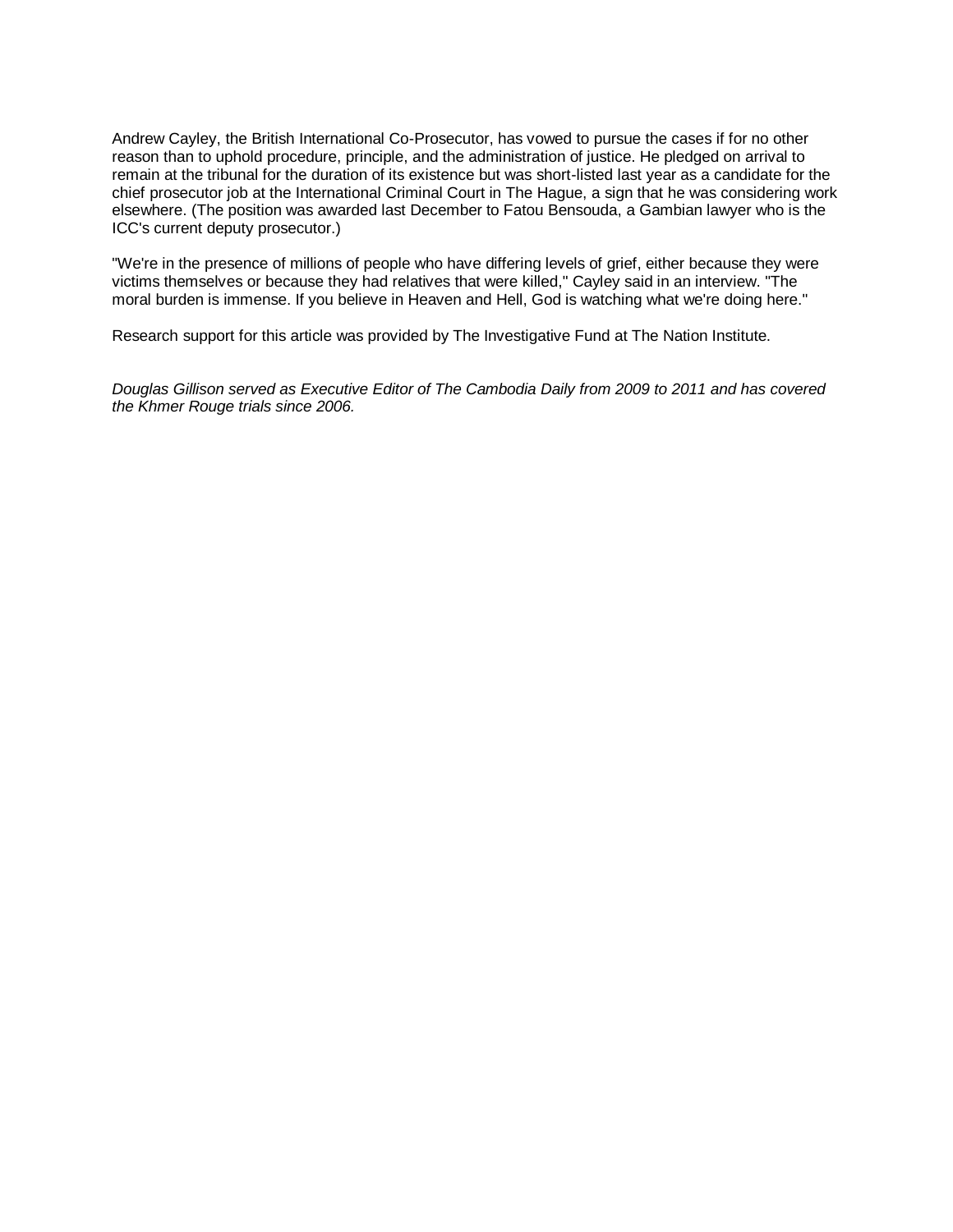Andrew Cayley, the British International Co-Prosecutor, has vowed to pursue the cases if for no other reason than to uphold procedure, principle, and the administration of justice. He pledged on arrival to remain at the tribunal for the duration of its existence but was short-listed last year as a candidate for the chief prosecutor job at the International Criminal Court in The Hague, a sign that he was considering work elsewhere. (The position was awarded last December to Fatou Bensouda, a Gambian lawyer who is the ICC's current deputy prosecutor.)

"We're in the presence of millions of people who have differing levels of grief, either because they were victims themselves or because they had relatives that were killed," Cayley said in an interview. "The moral burden is immense. If you believe in Heaven and Hell, God is watching what we're doing here."

Research support for this article was provided by The Investigative Fund at The Nation Institute.

*Douglas Gillison served as Executive Editor of The Cambodia Daily from 2009 to 2011 and has covered the Khmer Rouge trials since 2006.*